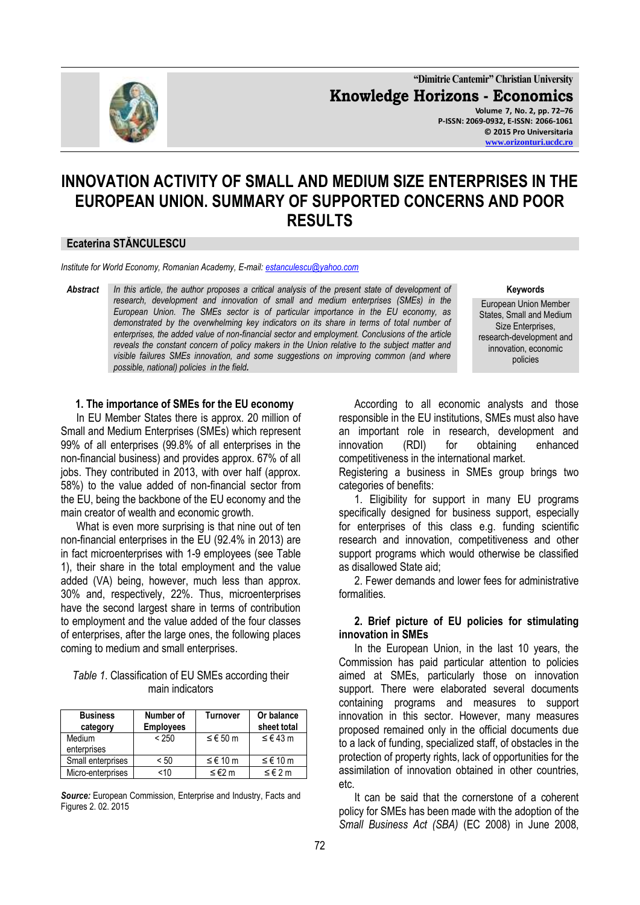# INNOVATION ACTIVITY OF SMALL AND MEDIUM SIZE ENTERPRISES IN THE EUROPEAN UNION. SUMMARY OF SUPPORTED CONCERNS AND POOR RESULTS

**Ecaterina STĂNCULESCU**

*Institute for World Economy, Romanian Academy, E-mail: estanculescu@yahoo.com*

***Abstract*** *In this article, the author proposes a critical analysis of the present state of development of research, development and innovation of small and medium enterprises (SMEs) in the European Union. The SMEs sector is of particular importance in the EU economy, as demonstrated by the overwhelming key indicators on its share in terms of total number of enterprises, the added value of non-financial sector and employment. Conclusions of the article reveals the constant concern of policy makers in the Union relative to the subject matter and visible failures SMEs innovation, and some suggestions on improving common (and where possible, national) policies in the field.*

**Keywords**

European Union Member States, Small and Medium Size Enterprises, research-development and innovation, economic policies

## 1. The importance of SMEs for the EU economy

In EU Member States there is approx. 20 million of Small and Medium Enterprises (SMEs) which represent 99% of all enterprises (99.8% of all enterprises in the non-financial business) and provides approx. 67% of all jobs. They contributed in 2013, with over half (approx. 58%) to the value added of non-financial sector from the EU, being the backbone of the EU economy and the main creator of wealth and economic growth.

What is even more surprising is that nine out of ten non-financial enterprises in the EU (92.4% in 2013) are in fact microenterprises with 1-9 employees (see Table 1), their share in the total employment and the value added (VA) being, however, much less than approx. 30% and, respectively, 22%. Thus, microenterprises have the second largest share in terms of contribution to employment and the value added of the four classes of enterprises, after the large ones, the following places coming to medium and small enterprises.

*Table 1*. Classification of EU SMEs according their main indicators

| Business category | Number of Employees | Turnover | Or balance sheet total |
|---|---|---|---|
| Medium enterprises | < 250 | ≤ € 50 m | ≤ € 43 m |
| Small enterprises | < 50 | ≤ € 10 m | ≤ € 10 m |
| Micro-enterprises | <10 | ≤ €2 m | ≤ € 2 m |

***Source:*** European Commission, Enterprise and Industry, Facts and Figures 2. 02. 2015

According to all economic analysts and those responsible in the EU institutions, SMEs must also have an important role in research, development and innovation (RDI) for obtaining enhanced competitiveness in the international market.

Registering a business in SMEs group brings two categories of benefits:

1. Eligibility for support in many EU programs specifically designed for business support, especially for enterprises of this class e.g. funding scientific research and innovation, competitiveness and other support programs which would otherwise be classified as disallowed State aid;

2. Fewer demands and lower fees for administrative formalities.

## 2. Brief picture of EU policies for stimulating innovation in SMEs

In the European Union, in the last 10 years, the Commission has paid particular attention to policies aimed at SMEs, particularly those on innovation support. There were elaborated several documents containing programs and measures to support innovation in this sector. However, many measures proposed remained only in the official documents due to a lack of funding, specialized staff, of obstacles in the protection of property rights, lack of opportunities for the assimilation of innovation obtained in other countries, etc.

It can be said that the cornerstone of a coherent policy for SMEs has been made with the adoption of the *Small Business Act (SBA)* (EC 2008) in June 2008,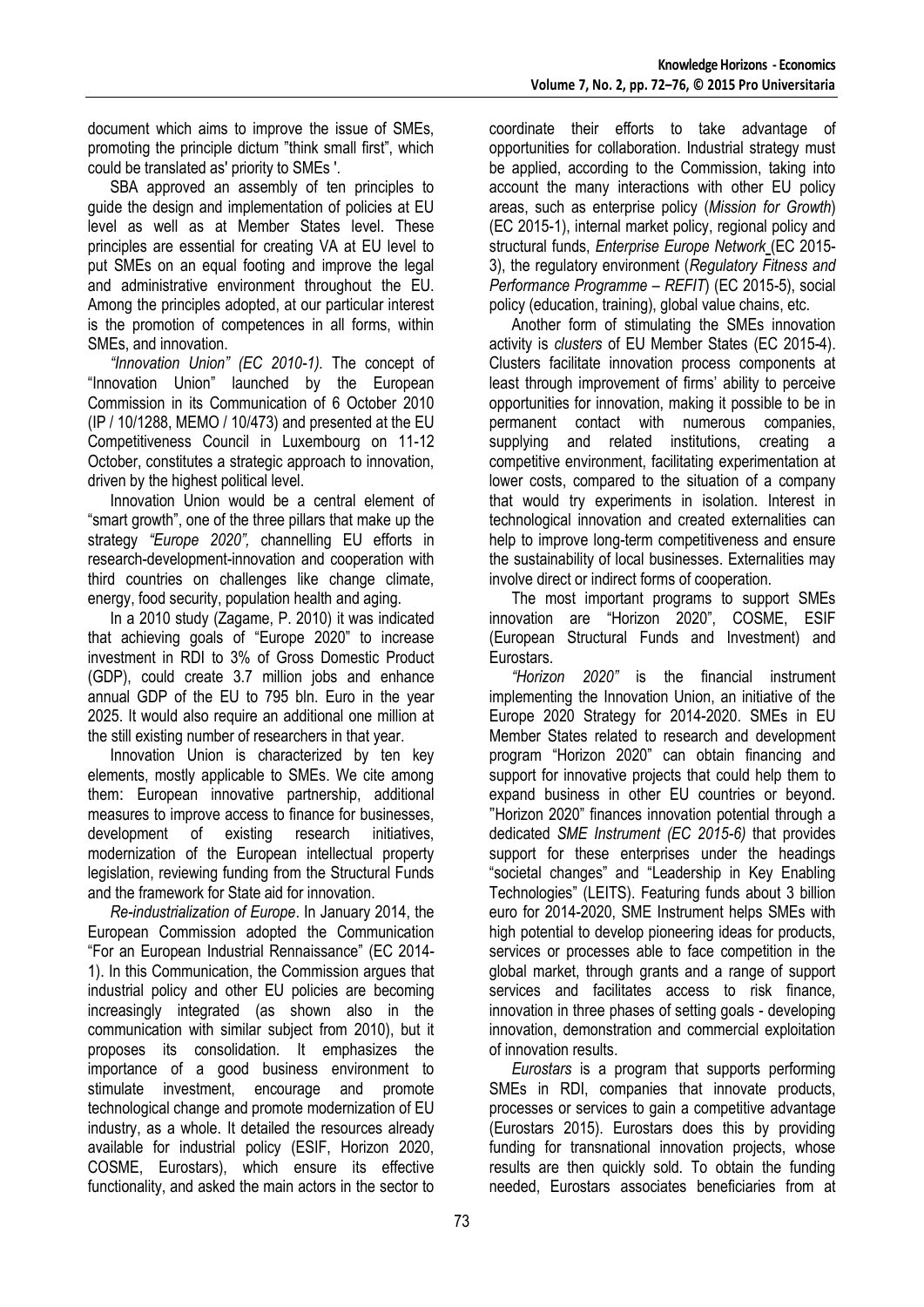document which aims to improve the issue of SMEs, promoting the principle dictum "think small first", which could be translated as' priority to SMEs '.

SBA approved an assembly of ten principles to guide the design and implementation of policies at EU level as well as at Member States level. These principles are essential for creating VA at EU level to put SMEs on an equal footing and improve the legal and administrative environment throughout the EU. Among the principles adopted, at our particular interest is the promotion of competences in all forms, within SMEs, and innovation.

*"Innovation Union" (EC 2010-1).* The concept of "Innovation Union" launched by the European Commission in its Communication of 6 October 2010 (IP / 10/1288, MEMO / 10/473) and presented at the EU Competitiveness Council in Luxembourg on 11-12 October, constitutes a strategic approach to innovation, driven by the highest political level.

Innovation Union would be a central element of "smart growth", one of the three pillars that make up the strategy *"Europe 2020",* channelling EU efforts in research-development-innovation and cooperation with third countries on challenges like change climate, energy, food security, population health and aging.

In a 2010 study (Zagame, P. 2010) it was indicated that achieving goals of "Europe 2020" to increase investment in RDI to 3% of Gross Domestic Product (GDP), could create 3.7 million jobs and enhance annual GDP of the EU to 795 bln. Euro in the year 2025. It would also require an additional one million at the still existing number of researchers in that year.

Innovation Union is characterized by ten key elements, mostly applicable to SMEs. We cite among them: European innovative partnership, additional measures to improve access to finance for businesses, development of existing research initiatives, modernization of the European intellectual property legislation, reviewing funding from the Structural Funds and the framework for State aid for innovation.

*Re-industrialization of Europe*. In January 2014, the European Commission adopted the Communication "For an European Industrial Rennaissance" (EC 2014-1). In this Communication, the Commission argues that industrial policy and other EU policies are becoming increasingly integrated (as shown also in the communication with similar subject from 2010), but it proposes its consolidation. It emphasizes the importance of a good business environment to stimulate investment, encourage and promote technological change and promote modernization of EU industry, as a whole. It detailed the resources already available for industrial policy (ESIF, Horizon 2020, COSME, Eurostars), which ensure its effective functionality, and asked the main actors in the sector to coordinate their efforts to take advantage of opportunities for collaboration. Industrial strategy must be applied, according to the Commission, taking into account the many interactions with other EU policy areas, such as enterprise policy (*Mission for Growth*) (EC 2015-1), internal market policy, regional policy and structural funds, *Enterprise Europe Network* (EC 2015-3), the regulatory environment (*Regulatory Fitness and Performance Programme – REFIT*) (EC 2015-5), social policy (education, training), global value chains, etc.

Another form of stimulating the SMEs innovation activity is *clusters* of EU Member States (EC 2015-4). Clusters facilitate innovation process components at least through improvement of firms' ability to perceive opportunities for innovation, making it possible to be in permanent contact with numerous companies, supplying and related institutions, creating a competitive environment, facilitating experimentation at lower costs, compared to the situation of a company that would try experiments in isolation. Interest in technological innovation and created externalities can help to improve long-term competitiveness and ensure the sustainability of local businesses. Externalities may involve direct or indirect forms of cooperation.

The most important programs to support SMEs innovation are "Horizon 2020", COSME, ESIF (European Structural Funds and Investment) and Eurostars.

*"Horizon 2020"* is the financial instrument implementing the Innovation Union, an initiative of the Europe 2020 Strategy for 2014-2020. SMEs in EU Member States related to research and development program "Horizon 2020" can obtain financing and support for innovative projects that could help them to expand business in other EU countries or beyond. "Horizon 2020" finances innovation potential through a dedicated *SME Instrument (EC 2015-6)* that provides support for these enterprises under the headings "societal changes" and "Leadership in Key Enabling Technologies" (LEITS). Featuring funds about 3 billion euro for 2014-2020, SME Instrument helps SMEs with high potential to develop pioneering ideas for products, services or processes able to face competition in the global market, through grants and a range of support services and facilitates access to risk finance, innovation in three phases of setting goals - developing innovation, demonstration and commercial exploitation of innovation results.

*Eurostars* is a program that supports performing SMEs in RDI, companies that innovate products, processes or services to gain a competitive advantage (Eurostars 2015). Eurostars does this by providing funding for transnational innovation projects, whose results are then quickly sold. To obtain the funding needed, Eurostars associates beneficiaries from at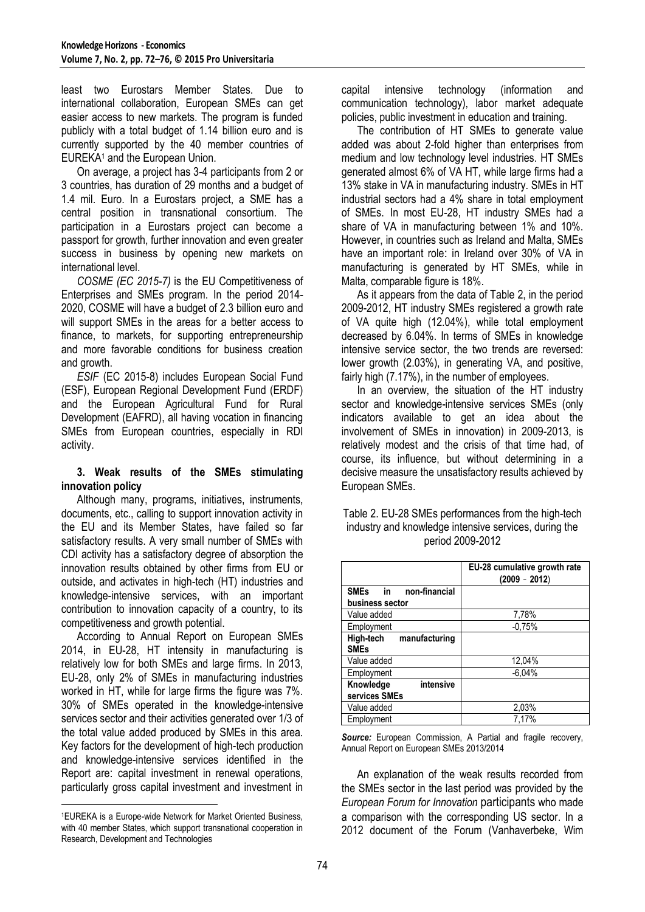least two Eurostars Member States. Due to international collaboration, European SMEs can get easier access to new markets. The program is funded publicly with a total budget of 1.14 billion euro and is currently supported by the 40 member countries of EUREKA[1] and the European Union.

On average, a project has 3-4 participants from 2 or 3 countries, has duration of 29 months and a budget of 1.4 mil. Euro. In a Eurostars project, a SME has a central position in transnational consortium. The participation in a Eurostars project can become a passport for growth, further innovation and even greater success in business by opening new markets on international level.

*COSME (EC 2015-7)* is the EU Competitiveness of Enterprises and SMEs program. In the period 2014-2020, COSME will have a budget of 2.3 billion euro and will support SMEs in the areas for a better access to finance, to markets, for supporting entrepreneurship and more favorable conditions for business creation and growth.

*ESIF* (EC 2015-8) includes European Social Fund (ESF), European Regional Development Fund (ERDF) and the European Agricultural Fund for Rural Development (EAFRD), all having vocation in financing SMEs from European countries, especially in RDI activity.

### 3. Weak results of the SMEs stimulating innovation policy

Although many, programs, initiatives, instruments, documents, etc., calling to support innovation activity in the EU and its Member States, have failed so far satisfactory results. A very small number of SMEs with CDI activity has a satisfactory degree of absorption the innovation results obtained by other firms from EU or outside, and activates in high-tech (HT) industries and knowledge-intensive services, with an important contribution to innovation capacity of a country, to its competitiveness and growth potential.

According to Annual Report on European SMEs 2014, in EU-28, HT intensity in manufacturing is relatively low for both SMEs and large firms. In 2013, EU-28, only 2% of SMEs in manufacturing industries worked in HT, while for large firms the figure was 7%. 30% of SMEs operated in the knowledge-intensive services sector and their activities generated over 1/3 of the total value added produced by SMEs in this area. Key factors for the development of high-tech production and knowledge-intensive services identified in the Report are: capital investment in renewal operations, particularly gross capital investment and investment in capital intensive technology (information and communication technology), labor market adequate policies, public investment in education and training.

The contribution of HT SMEs to generate value added was about 2-fold higher than enterprises from medium and low technology level industries. HT SMEs generated almost 6% of VA HT, while large firms had a 13% stake in VA in manufacturing industry. SMEs in HT industrial sectors had a 4% share in total employment of SMEs. In most EU-28, HT industry SMEs had a share of VA in manufacturing between 1% and 10%. However, in countries such as Ireland and Malta, SMEs have an important role: in Ireland over 30% of VA in manufacturing is generated by HT SMEs, while in Malta, comparable figure is 18%.

As it appears from the data of Table 2, in the period 2009-2012, HT industry SMEs registered a growth rate of VA quite high (12.04%), while total employment decreased by 6.04%. In terms of SMEs in knowledge intensive service sector, the two trends are reversed: lower growth (2.03%), in generating VA, and positive, fairly high (7.17%), in the number of employees.

In an overview, the situation of the HT industry sector and knowledge-intensive services SMEs (only indicators available to get an idea about the involvement of SMEs in innovation) in 2009-2013, is relatively modest and the crisis of that time had, of course, its influence, but without determining in a decisive measure the unsatisfactory results achieved by European SMEs.

Table 2. EU-28 SMEs performances from the high-tech industry and knowledge intensive services, during the period 2009-2012

| | EU-28 cumulative growth rate (2009 - 2012) |
|---|---|
| **SMEs in non-financial business sector** | |
| Value added | 7,78% |
| Employment | -0,75% |
| **High-tech manufacturing SMEs** | |
| Value added | 12,04% |
| Employment | -6,04% |
| **Knowledge intensive services SMEs** | |
| Value added | 2,03% |
| Employment | 7,17% |

***Source:*** European Commission, A Partial and fragile recovery, Annual Report on European SMEs 2013/2014

An explanation of the weak results recorded from the SMEs sector in the last period was provided by the *European Forum for Innovation* participants who made a comparison with the corresponding US sector. In a 2012 document of the Forum (Vanhaverbeke, Wim

[1] EUREKA is a Europe-wide Network for Market Oriented Business, with 40 member States, which support transnational cooperation in Research, Development and Technologies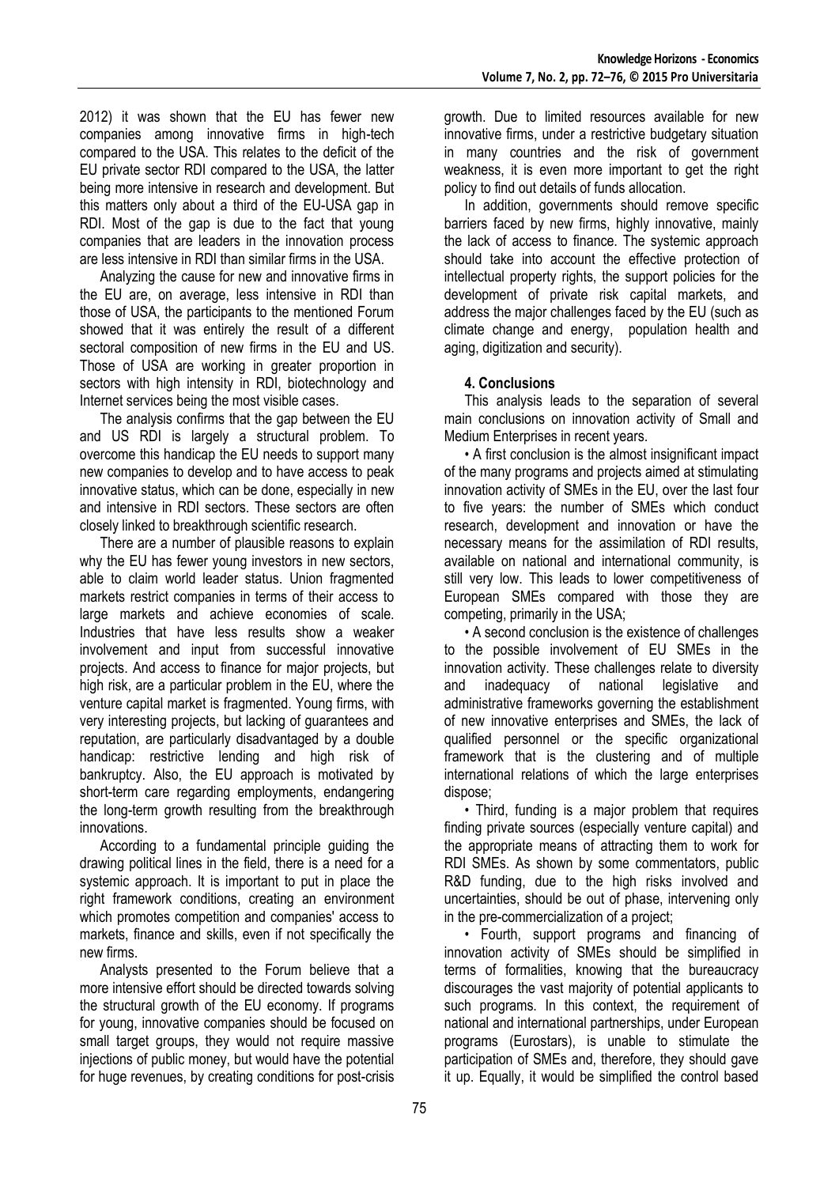2012) it was shown that the EU has fewer new companies among innovative firms in high-tech compared to the USA. This relates to the deficit of the EU private sector RDI compared to the USA, the latter being more intensive in research and development. But this matters only about a third of the EU-USA gap in RDI. Most of the gap is due to the fact that young companies that are leaders in the innovation process are less intensive in RDI than similar firms in the USA.

Analyzing the cause for new and innovative firms in the EU are, on average, less intensive in RDI than those of USA, the participants to the mentioned Forum showed that it was entirely the result of a different sectoral composition of new firms in the EU and US. Those of USA are working in greater proportion in sectors with high intensity in RDI, biotechnology and Internet services being the most visible cases.

The analysis confirms that the gap between the EU and US RDI is largely a structural problem. To overcome this handicap the EU needs to support many new companies to develop and to have access to peak innovative status, which can be done, especially in new and intensive in RDI sectors. These sectors are often closely linked to breakthrough scientific research.

There are a number of plausible reasons to explain why the EU has fewer young investors in new sectors, able to claim world leader status. Union fragmented markets restrict companies in terms of their access to large markets and achieve economies of scale. Industries that have less results show a weaker involvement and input from successful innovative projects. And access to finance for major projects, but high risk, are a particular problem in the EU, where the venture capital market is fragmented. Young firms, with very interesting projects, but lacking of guarantees and reputation, are particularly disadvantaged by a double handicap: restrictive lending and high risk of bankruptcy. Also, the EU approach is motivated by short-term care regarding employments, endangering the long-term growth resulting from the breakthrough innovations.

According to a fundamental principle guiding the drawing political lines in the field, there is a need for a systemic approach. It is important to put in place the right framework conditions, creating an environment which promotes competition and companies' access to markets, finance and skills, even if not specifically the new firms.

Analysts presented to the Forum believe that a more intensive effort should be directed towards solving the structural growth of the EU economy. If programs for young, innovative companies should be focused on small target groups, they would not require massive injections of public money, but would have the potential for huge revenues, by creating conditions for post-crisis growth. Due to limited resources available for new innovative firms, under a restrictive budgetary situation in many countries and the risk of government weakness, it is even more important to get the right policy to find out details of funds allocation.

In addition, governments should remove specific barriers faced by new firms, highly innovative, mainly the lack of access to finance. The systemic approach should take into account the effective protection of intellectual property rights, the support policies for the development of private risk capital markets, and address the major challenges faced by the EU (such as climate change and energy, population health and aging, digitization and security).

## 4. Conclusions

This analysis leads to the separation of several main conclusions on innovation activity of Small and Medium Enterprises in recent years.

• A first conclusion is the almost insignificant impact of the many programs and projects aimed at stimulating innovation activity of SMEs in the EU, over the last four to five years: the number of SMEs which conduct research, development and innovation or have the necessary means for the assimilation of RDI results, available on national and international community, is still very low. This leads to lower competitiveness of European SMEs compared with those they are competing, primarily in the USA;

• A second conclusion is the existence of challenges to the possible involvement of EU SMEs in the innovation activity. These challenges relate to diversity and inadequacy of national legislative and administrative frameworks governing the establishment of new innovative enterprises and SMEs, the lack of qualified personnel or the specific organizational framework that is the clustering and of multiple international relations of which the large enterprises dispose;

• Third, funding is a major problem that requires finding private sources (especially venture capital) and the appropriate means of attracting them to work for RDI SMEs. As shown by some commentators, public R&D funding, due to the high risks involved and uncertainties, should be out of phase, intervening only in the pre-commercialization of a project;

• Fourth, support programs and financing of innovation activity of SMEs should be simplified in terms of formalities, knowing that the bureaucracy discourages the vast majority of potential applicants to such programs. In this context, the requirement of national and international partnerships, under European programs (Eurostars), is unable to stimulate the participation of SMEs and, therefore, they should gave it up. Equally, it would be simplified the control based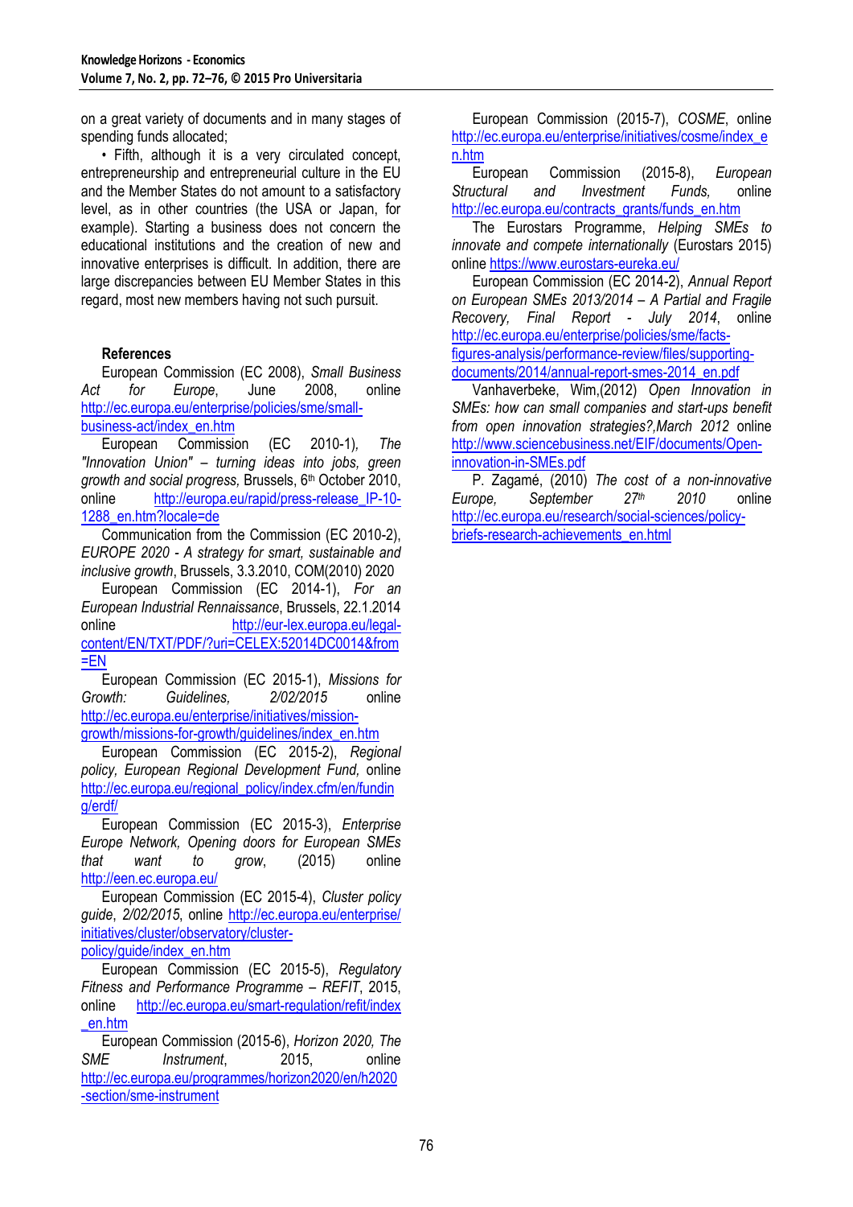on a great variety of documents and in many stages of spending funds allocated;

• Fifth, although it is a very circulated concept, entrepreneurship and entrepreneurial culture in the EU and the Member States do not amount to a satisfactory level, as in other countries (the USA or Japan, for example). Starting a business does not concern the educational institutions and the creation of new and innovative enterprises is difficult. In addition, there are large discrepancies between EU Member States in this regard, most new members having not such pursuit.

## References

European Commission (EC 2008), *Small Business Act for Europe*, June 2008, online http://ec.europa.eu/enterprise/policies/sme/small-business-act/index_en.htm

European Commission (EC 2010-1), *The "Innovation Union" – turning ideas into jobs, green growth and social progress,* Brussels, 6th October 2010, online http://europa.eu/rapid/press-release_IP-10-1288_en.htm?locale=de

Communication from the Commission (EC 2010-2), *EUROPE 2020 - A strategy for smart, sustainable and inclusive growth*, Brussels, 3.3.2010, COM(2010) 2020

European Commission (EC 2014-1), *For an European Industrial Rennaissance*, Brussels, 22.1.2014 online http://eur-lex.europa.eu/legal-content/EN/TXT/PDF/?uri=CELEX:52014DC0014&from=EN

European Commission (EC 2015-1), *Missions for Growth: Guidelines, 2/02/2015* online http://ec.europa.eu/enterprise/initiatives/mission-growth/missions-for-growth/guidelines/index_en.htm

European Commission (EC 2015-2), *Regional policy, European Regional Development Fund,* online http://ec.europa.eu/regional_policy/index.cfm/en/funding/erdf/

European Commission (EC 2015-3), *Enterprise Europe Network, Opening doors for European SMEs that want to grow*, (2015) online http://een.ec.europa.eu/

European Commission (EC 2015-4), *Cluster policy guide*, *2/02/2015*, online http://ec.europa.eu/enterprise/initiatives/cluster/observatory/cluster-policy/guide/index_en.htm

European Commission (EC 2015-5), *Regulatory Fitness and Performance Programme – REFIT*, 2015, online http://ec.europa.eu/smart-regulation/refit/index_en.htm

European Commission (2015-6), *Horizon 2020, The SME Instrument*, 2015, online http://ec.europa.eu/programmes/horizon2020/en/h2020-section/sme-instrument

European Commission (2015-7), *COSME*, online http://ec.europa.eu/enterprise/initiatives/cosme/index_en.htm

European Commission (2015-8), *European Structural and Investment Funds,* online http://ec.europa.eu/contracts_grants/funds_en.htm

The Eurostars Programme, *Helping SMEs to innovate and compete internationally* (Eurostars 2015) online https://www.eurostars-eureka.eu/

European Commission (EC 2014-2), *Annual Report on European SMEs 2013/2014 – A Partial and Fragile Recovery, Final Report - July 2014*, online http://ec.europa.eu/enterprise/policies/sme/facts-figures-analysis/performance-review/files/supporting-documents/2014/annual-report-smes-2014_en.pdf

Vanhaverbeke, Wim,(2012) *Open Innovation in SMEs: how can small companies and start-ups benefit from open innovation strategies?,March 2012* online http://www.sciencebusiness.net/EIF/documents/Open-innovation-in-SMEs.pdf

P. Zagamé, (2010) *The cost of a non-innovative Europe, September 27th 2010* online http://ec.europa.eu/research/social-sciences/policy-briefs-research-achievements_en.html